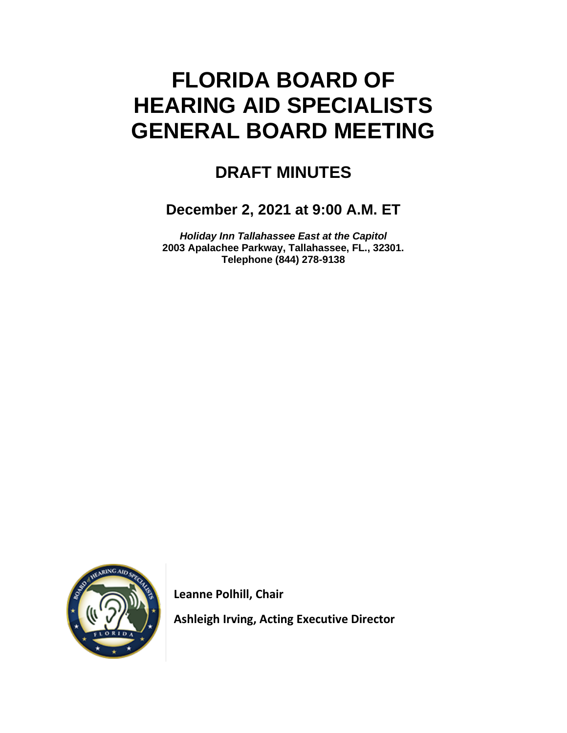# FLORIDA BOARD OF HEARING AID SPECIALISTS GENERAL BOARD MEETING

## DRAFT MINUTES

### December 2, 2021 at 9:00 A.M. ET

***Holiday Inn Tallahassee East at the Capitol***
**2003 Apalachee Parkway, Tallahassee, FL., 32301.**
**Telephone (844) 278-9138**

**Leanne Polhill, Chair**

**Ashleigh Irving, Acting Executive Director**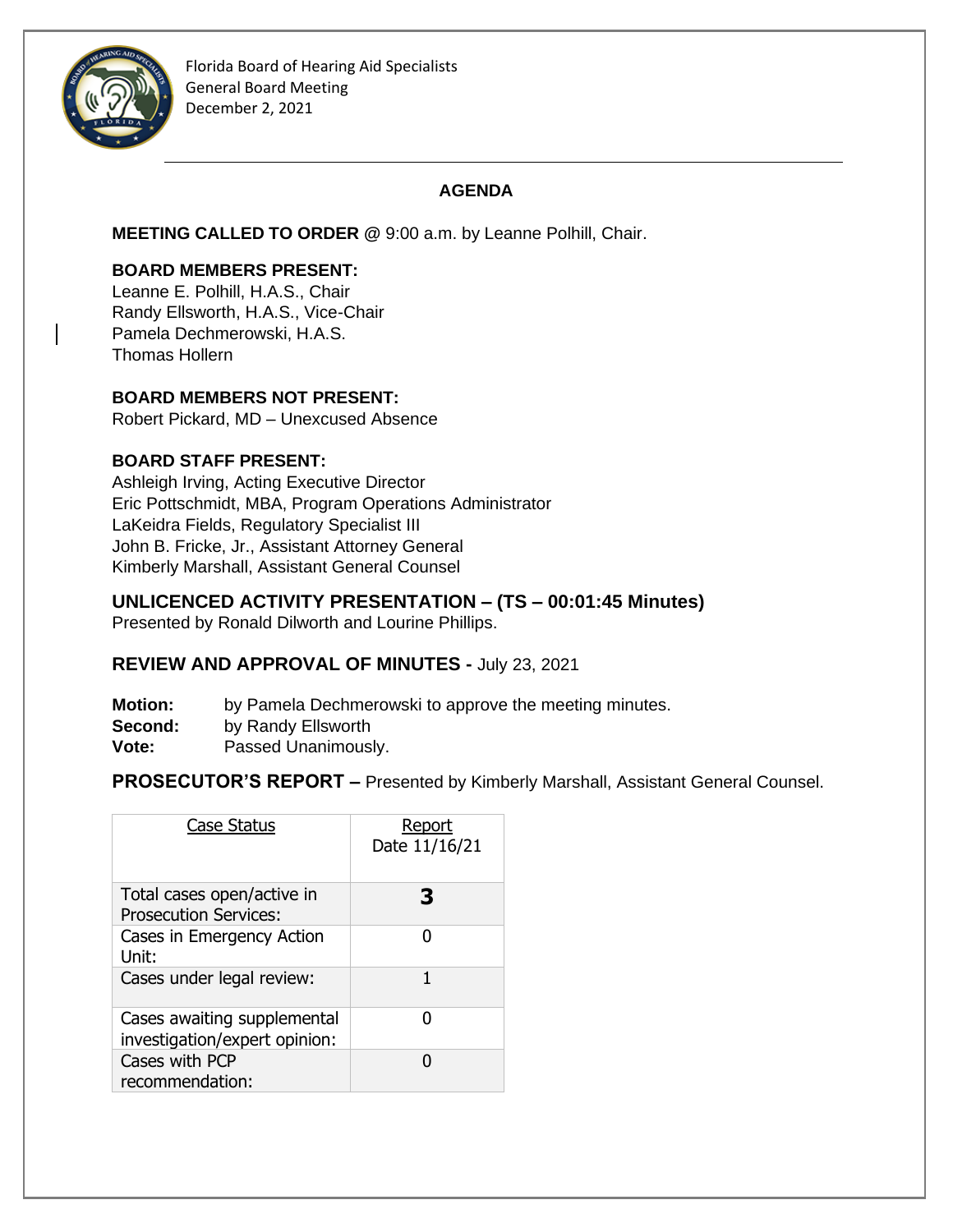Florida Board of Hearing Aid Specialists
General Board Meeting
December 2, 2021

## AGENDA

**MEETING CALLED TO ORDER** @ 9:00 a.m. by Leanne Polhill, Chair.

**BOARD MEMBERS PRESENT:**
Leanne E. Polhill, H.A.S., Chair
Randy Ellsworth, H.A.S., Vice-Chair
Pamela Dechmerowski, H.A.S.
Thomas Hollern

**BOARD MEMBERS NOT PRESENT:**
Robert Pickard, MD – Unexcused Absence

**BOARD STAFF PRESENT:**
Ashleigh Irving, Acting Executive Director
Eric Pottschmidt, MBA, Program Operations Administrator
LaKeidra Fields, Regulatory Specialist III
John B. Fricke, Jr., Assistant Attorney General
Kimberly Marshall, Assistant General Counsel

### UNLICENCED ACTIVITY PRESENTATION – (TS – 00:01:45 Minutes)

Presented by Ronald Dilworth and Lourine Phillips.

### REVIEW AND APPROVAL OF MINUTES - July 23, 2021

**Motion:** by Pamela Dechmerowski to approve the meeting minutes.
**Second:** by Randy Ellsworth
**Vote:** Passed Unanimously.

### PROSECUTOR'S REPORT – Presented by Kimberly Marshall, Assistant General Counsel.

| Case Status | Report Date 11/16/21 |
|---|---|
| Total cases open/active in Prosecution Services: | **3** |
| Cases in Emergency Action Unit: | 0 |
| Cases under legal review: | 1 |
| Cases awaiting supplemental investigation/expert opinion: | 0 |
| Cases with PCP recommendation: | 0 |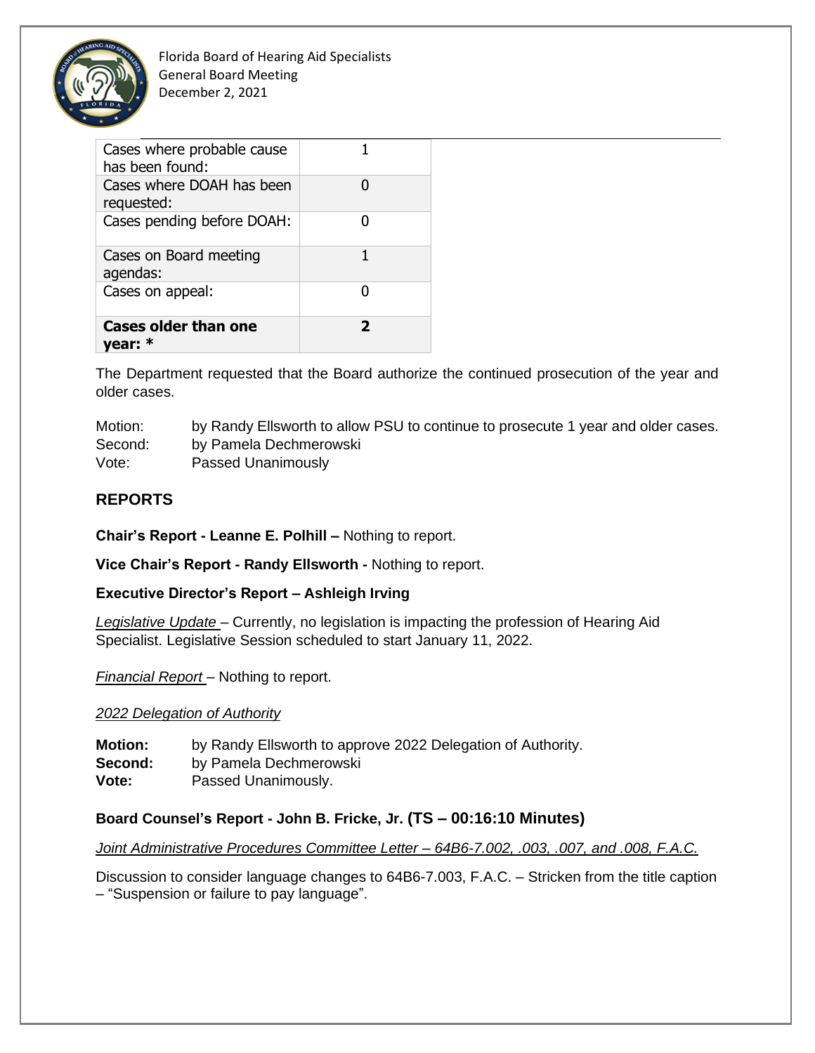| | |
|---|---|
| Cases where probable cause has been found: | 1 |
| Cases where DOAH has been requested: | 0 |
| Cases pending before DOAH: | 0 |
| Cases on Board meeting agendas: | 1 |
| Cases on appeal: | 0 |
| **Cases older than one year: *** | **2** |

The Department requested that the Board authorize the continued prosecution of the year and older cases.

Motion: by Randy Ellsworth to allow PSU to continue to prosecute 1 year and older cases.
Second: by Pamela Dechmerowski
Vote: Passed Unanimously

## REPORTS

**Chair's Report - Leanne E. Polhill –** Nothing to report.

**Vice Chair's Report - Randy Ellsworth -** Nothing to report.

**Executive Director's Report – Ashleigh Irving**

*Legislative Update* – Currently, no legislation is impacting the profession of Hearing Aid Specialist. Legislative Session scheduled to start January 11, 2022.

*Financial Report* – Nothing to report.

*2022 Delegation of Authority*

**Motion:** by Randy Ellsworth to approve 2022 Delegation of Authority.
**Second:** by Pamela Dechmerowski
**Vote:** Passed Unanimously.

**Board Counsel's Report - John B. Fricke, Jr. (TS – 00:16:10 Minutes)**

*Joint Administrative Procedures Committee Letter – 64B6-7.002, .003, .007, and .008, F.A.C.*

Discussion to consider language changes to 64B6-7.003, F.A.C. – Stricken from the title caption – "Suspension or failure to pay language".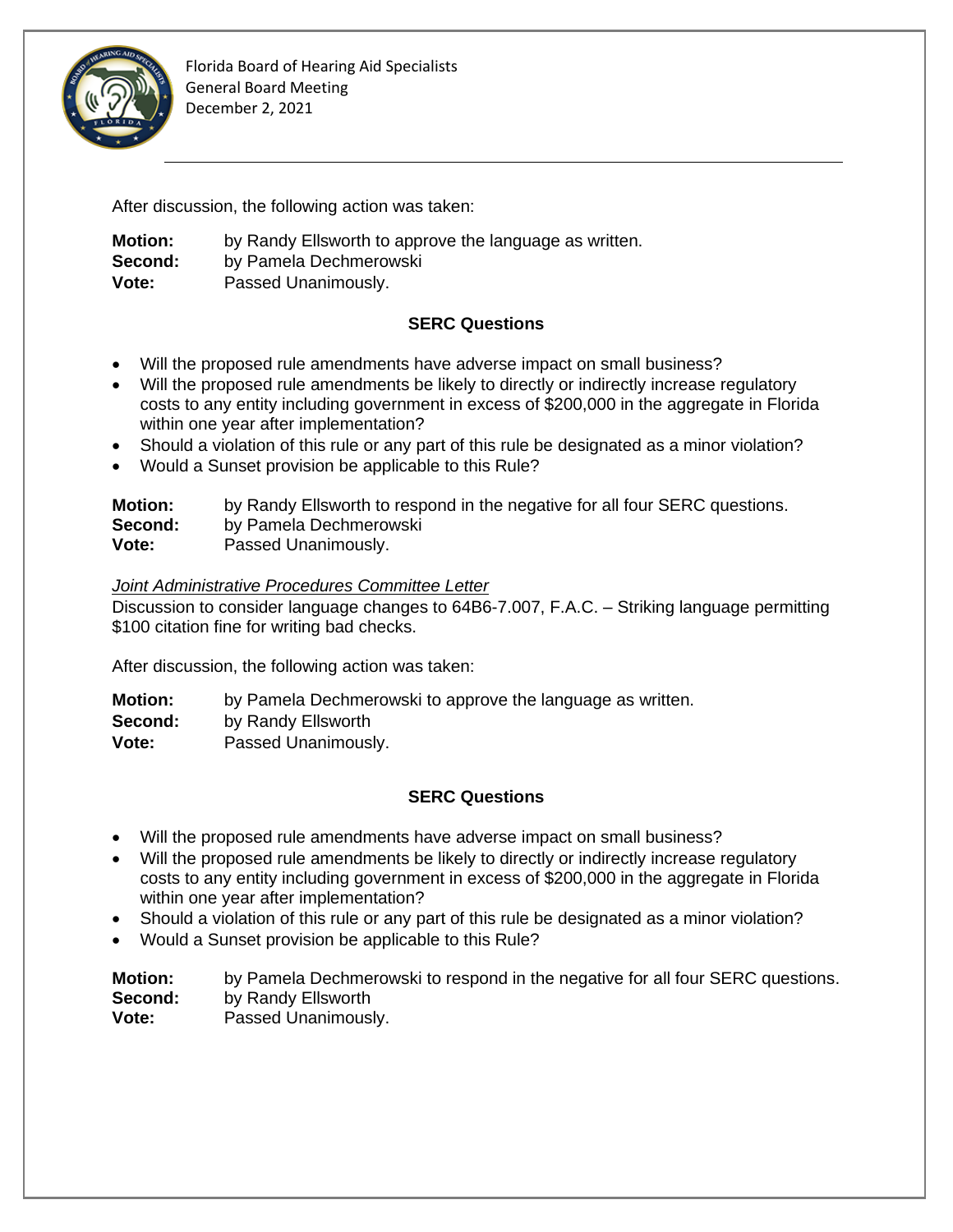After discussion, the following action was taken:

**Motion:** by Randy Ellsworth to approve the language as written.
**Second:** by Pamela Dechmerowski
**Vote:** Passed Unanimously.

**SERC Questions**

- Will the proposed rule amendments have adverse impact on small business?
- Will the proposed rule amendments be likely to directly or indirectly increase regulatory costs to any entity including government in excess of $200,000 in the aggregate in Florida within one year after implementation?
- Should a violation of this rule or any part of this rule be designated as a minor violation?
- Would a Sunset provision be applicable to this Rule?

**Motion:** by Randy Ellsworth to respond in the negative for all four SERC questions.
**Second:** by Pamela Dechmerowski
**Vote:** Passed Unanimously.

*Joint Administrative Procedures Committee Letter*
Discussion to consider language changes to 64B6-7.007, F.A.C. – Striking language permitting $100 citation fine for writing bad checks.

After discussion, the following action was taken:

**Motion:** by Pamela Dechmerowski to approve the language as written.
**Second:** by Randy Ellsworth
**Vote:** Passed Unanimously.

**SERC Questions**

- Will the proposed rule amendments have adverse impact on small business?
- Will the proposed rule amendments be likely to directly or indirectly increase regulatory costs to any entity including government in excess of $200,000 in the aggregate in Florida within one year after implementation?
- Should a violation of this rule or any part of this rule be designated as a minor violation?
- Would a Sunset provision be applicable to this Rule?

**Motion:** by Pamela Dechmerowski to respond in the negative for all four SERC questions.
**Second:** by Randy Ellsworth
**Vote:** Passed Unanimously.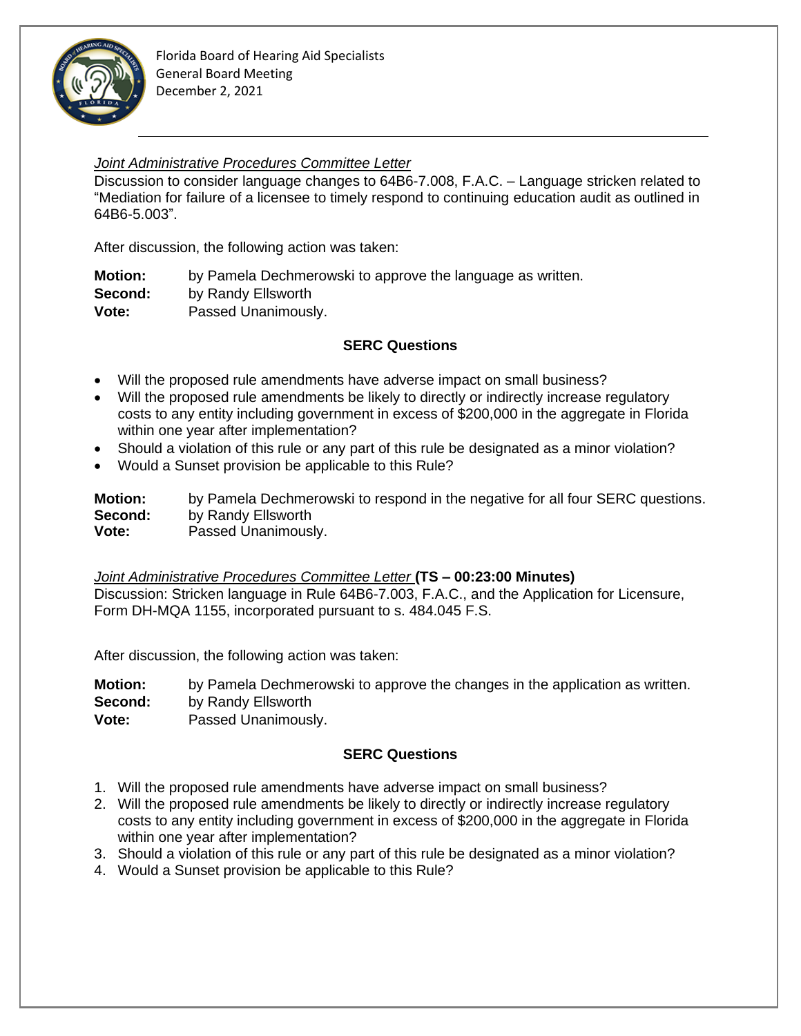*Joint Administrative Procedures Committee Letter*

Discussion to consider language changes to 64B6-7.008, F.A.C. – Language stricken related to "Mediation for failure of a licensee to timely respond to continuing education audit as outlined in 64B6-5.003".

After discussion, the following action was taken:

**Motion:** by Pamela Dechmerowski to approve the language as written.
**Second:** by Randy Ellsworth
**Vote:** Passed Unanimously.

**SERC Questions**

- Will the proposed rule amendments have adverse impact on small business?
- Will the proposed rule amendments be likely to directly or indirectly increase regulatory costs to any entity including government in excess of $200,000 in the aggregate in Florida within one year after implementation?
- Should a violation of this rule or any part of this rule be designated as a minor violation?
- Would a Sunset provision be applicable to this Rule?

**Motion:** by Pamela Dechmerowski to respond in the negative for all four SERC questions.
**Second:** by Randy Ellsworth
**Vote:** Passed Unanimously.

*Joint Administrative Procedures Committee Letter* **(TS – 00:23:00 Minutes)**

Discussion: Stricken language in Rule 64B6-7.003, F.A.C., and the Application for Licensure, Form DH-MQA 1155, incorporated pursuant to s. 484.045 F.S.

After discussion, the following action was taken:

**Motion:** by Pamela Dechmerowski to approve the changes in the application as written.
**Second:** by Randy Ellsworth
**Vote:** Passed Unanimously.

**SERC Questions**

1. Will the proposed rule amendments have adverse impact on small business?
2. Will the proposed rule amendments be likely to directly or indirectly increase regulatory costs to any entity including government in excess of $200,000 in the aggregate in Florida within one year after implementation?
3. Should a violation of this rule or any part of this rule be designated as a minor violation?
4. Would a Sunset provision be applicable to this Rule?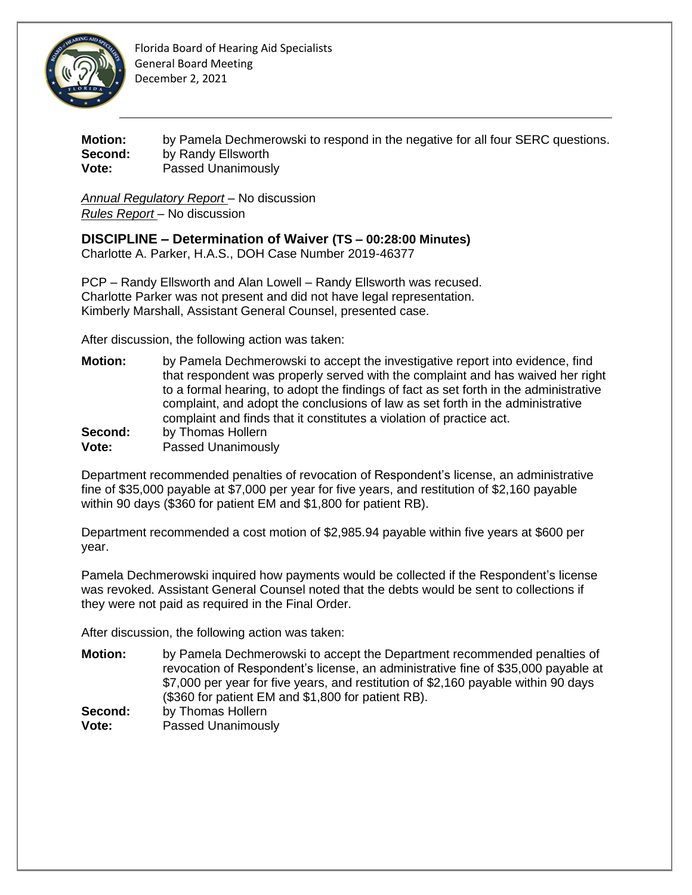**Motion:** by Pamela Dechmerowski to respond in the negative for all four SERC questions.
**Second:** by Randy Ellsworth
**Vote:** Passed Unanimously

*Annual Regulatory Report* – No discussion
*Rules Report* – No discussion

### DISCIPLINE – Determination of Waiver (TS – 00:28:00 Minutes)

Charlotte A. Parker, H.A.S., DOH Case Number 2019-46377

PCP – Randy Ellsworth and Alan Lowell – Randy Ellsworth was recused.
Charlotte Parker was not present and did not have legal representation.
Kimberly Marshall, Assistant General Counsel, presented case.

After discussion, the following action was taken:

**Motion:** by Pamela Dechmerowski to accept the investigative report into evidence, find that respondent was properly served with the complaint and has waived her right to a formal hearing, to adopt the findings of fact as set forth in the administrative complaint, and adopt the conclusions of law as set forth in the administrative complaint and finds that it constitutes a violation of practice act.
**Second:** by Thomas Hollern
**Vote:** Passed Unanimously

Department recommended penalties of revocation of Respondent's license, an administrative fine of $35,000 payable at $7,000 per year for five years, and restitution of $2,160 payable within 90 days ($360 for patient EM and $1,800 for patient RB).

Department recommended a cost motion of $2,985.94 payable within five years at $600 per year.

Pamela Dechmerowski inquired how payments would be collected if the Respondent's license was revoked. Assistant General Counsel noted that the debts would be sent to collections if they were not paid as required in the Final Order.

After discussion, the following action was taken:

**Motion:** by Pamela Dechmerowski to accept the Department recommended penalties of revocation of Respondent's license, an administrative fine of $35,000 payable at $7,000 per year for five years, and restitution of $2,160 payable within 90 days ($360 for patient EM and $1,800 for patient RB).
**Second:** by Thomas Hollern
**Vote:** Passed Unanimously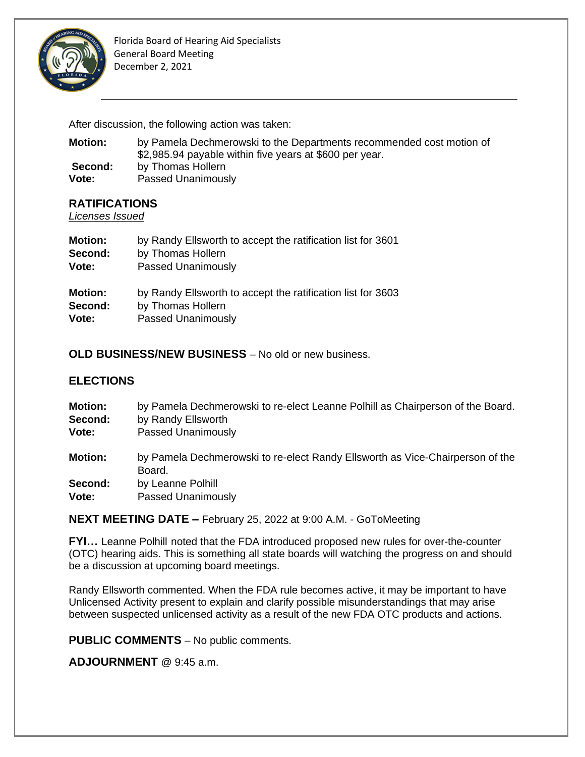After discussion, the following action was taken:

**Motion:** by Pamela Dechmerowski to the Departments recommended cost motion of $2,985.94 payable within five years at $600 per year.
**Second:** by Thomas Hollern
**Vote:** Passed Unanimously

## RATIFICATIONS

*Licenses Issued*

**Motion:** by Randy Ellsworth to accept the ratification list for 3601
**Second:** by Thomas Hollern
**Vote:** Passed Unanimously

**Motion:** by Randy Ellsworth to accept the ratification list for 3603
**Second:** by Thomas Hollern
**Vote:** Passed Unanimously

**OLD BUSINESS/NEW BUSINESS** – No old or new business.

## ELECTIONS

**Motion:** by Pamela Dechmerowski to re-elect Leanne Polhill as Chairperson of the Board.
**Second:** by Randy Ellsworth
**Vote:** Passed Unanimously

**Motion:** by Pamela Dechmerowski to re-elect Randy Ellsworth as Vice-Chairperson of the Board.
**Second:** by Leanne Polhill
**Vote:** Passed Unanimously

**NEXT MEETING DATE –** February 25, 2022 at 9:00 A.M. - GoToMeeting

**FYI…** Leanne Polhill noted that the FDA introduced proposed new rules for over-the-counter (OTC) hearing aids. This is something all state boards will watching the progress on and should be a discussion at upcoming board meetings.

Randy Ellsworth commented. When the FDA rule becomes active, it may be important to have Unlicensed Activity present to explain and clarify possible misunderstandings that may arise between suspected unlicensed activity as a result of the new FDA OTC products and actions.

**PUBLIC COMMENTS** – No public comments.

**ADJOURNMENT** @ 9:45 a.m.